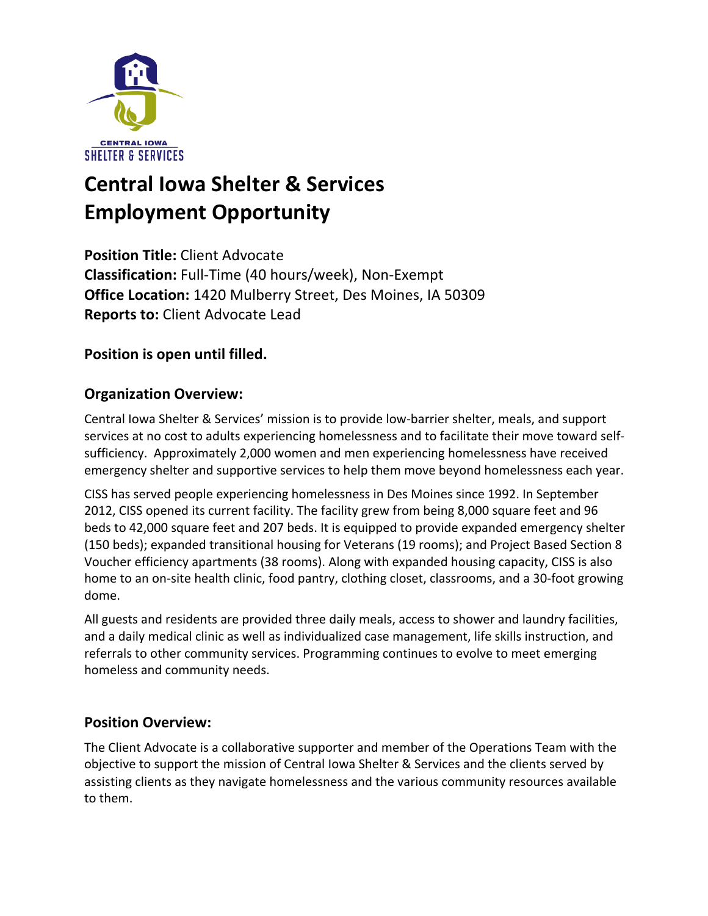# Central Iowa Shelter & Services Employment Opportunity

**Position Title:** Client Advocate
**Classification:** Full-Time (40 hours/week), Non-Exempt
**Office Location:** 1420 Mulberry Street, Des Moines, IA 50309
**Reports to:** Client Advocate Lead

**Position is open until filled.**

## Organization Overview:

Central Iowa Shelter & Services' mission is to provide low-barrier shelter, meals, and support services at no cost to adults experiencing homelessness and to facilitate their move toward self-sufficiency. Approximately 2,000 women and men experiencing homelessness have received emergency shelter and supportive services to help them move beyond homelessness each year.

CISS has served people experiencing homelessness in Des Moines since 1992. In September 2012, CISS opened its current facility. The facility grew from being 8,000 square feet and 96 beds to 42,000 square feet and 207 beds. It is equipped to provide expanded emergency shelter (150 beds); expanded transitional housing for Veterans (19 rooms); and Project Based Section 8 Voucher efficiency apartments (38 rooms). Along with expanded housing capacity, CISS is also home to an on-site health clinic, food pantry, clothing closet, classrooms, and a 30-foot growing dome.

All guests and residents are provided three daily meals, access to shower and laundry facilities, and a daily medical clinic as well as individualized case management, life skills instruction, and referrals to other community services. Programming continues to evolve to meet emerging homeless and community needs.

## Position Overview:

The Client Advocate is a collaborative supporter and member of the Operations Team with the objective to support the mission of Central Iowa Shelter & Services and the clients served by assisting clients as they navigate homelessness and the various community resources available to them.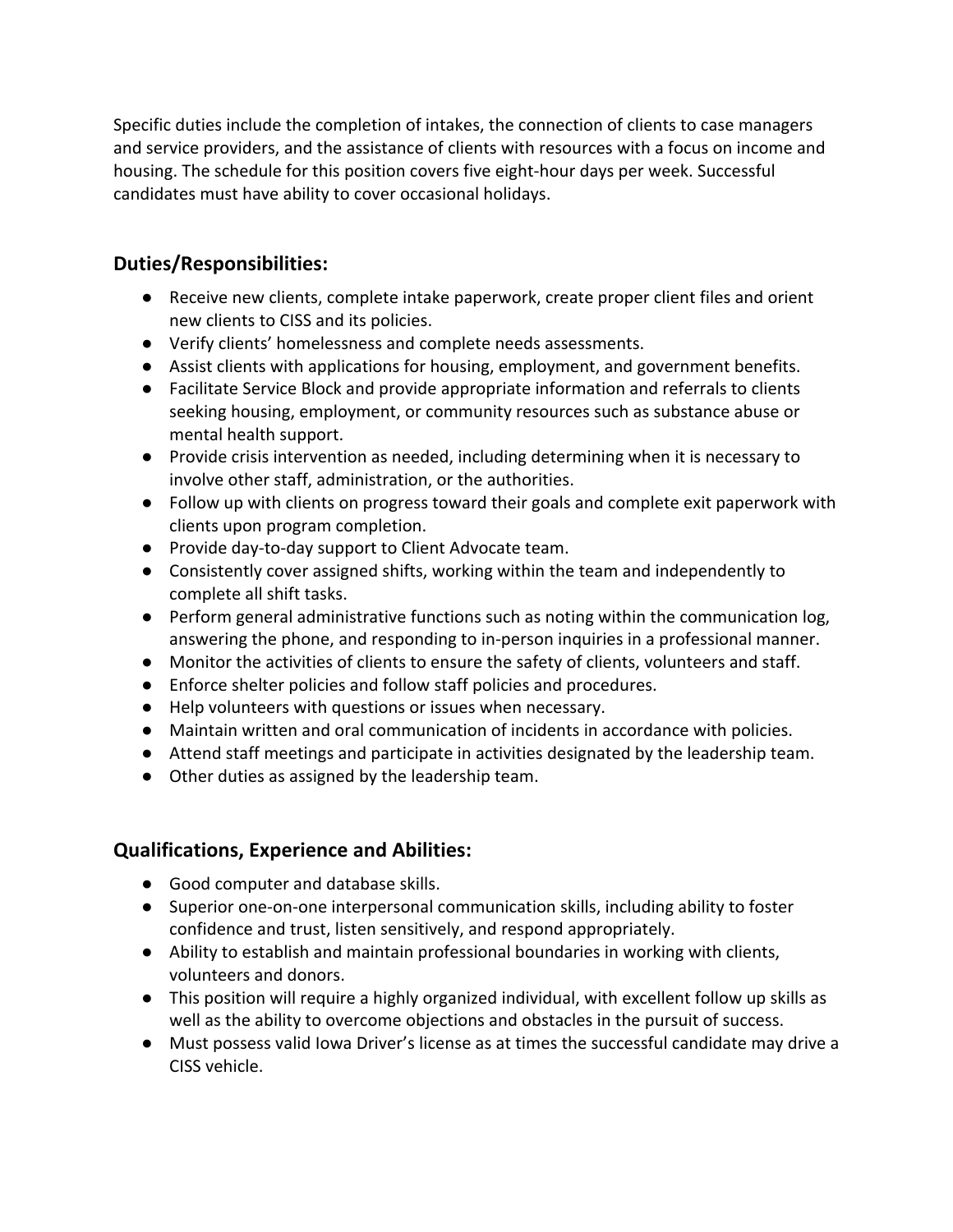Specific duties include the completion of intakes, the connection of clients to case managers and service providers, and the assistance of clients with resources with a focus on income and housing. The schedule for this position covers five eight-hour days per week. Successful candidates must have ability to cover occasional holidays.

## Duties/Responsibilities:

- Receive new clients, complete intake paperwork, create proper client files and orient new clients to CISS and its policies.
- Verify clients' homelessness and complete needs assessments.
- Assist clients with applications for housing, employment, and government benefits.
- Facilitate Service Block and provide appropriate information and referrals to clients seeking housing, employment, or community resources such as substance abuse or mental health support.
- Provide crisis intervention as needed, including determining when it is necessary to involve other staff, administration, or the authorities.
- Follow up with clients on progress toward their goals and complete exit paperwork with clients upon program completion.
- Provide day-to-day support to Client Advocate team.
- Consistently cover assigned shifts, working within the team and independently to complete all shift tasks.
- Perform general administrative functions such as noting within the communication log, answering the phone, and responding to in-person inquiries in a professional manner.
- Monitor the activities of clients to ensure the safety of clients, volunteers and staff.
- Enforce shelter policies and follow staff policies and procedures.
- Help volunteers with questions or issues when necessary.
- Maintain written and oral communication of incidents in accordance with policies.
- Attend staff meetings and participate in activities designated by the leadership team.
- Other duties as assigned by the leadership team.

## Qualifications, Experience and Abilities:

- Good computer and database skills.
- Superior one-on-one interpersonal communication skills, including ability to foster confidence and trust, listen sensitively, and respond appropriately.
- Ability to establish and maintain professional boundaries in working with clients, volunteers and donors.
- This position will require a highly organized individual, with excellent follow up skills as well as the ability to overcome objections and obstacles in the pursuit of success.
- Must possess valid Iowa Driver's license as at times the successful candidate may drive a CISS vehicle.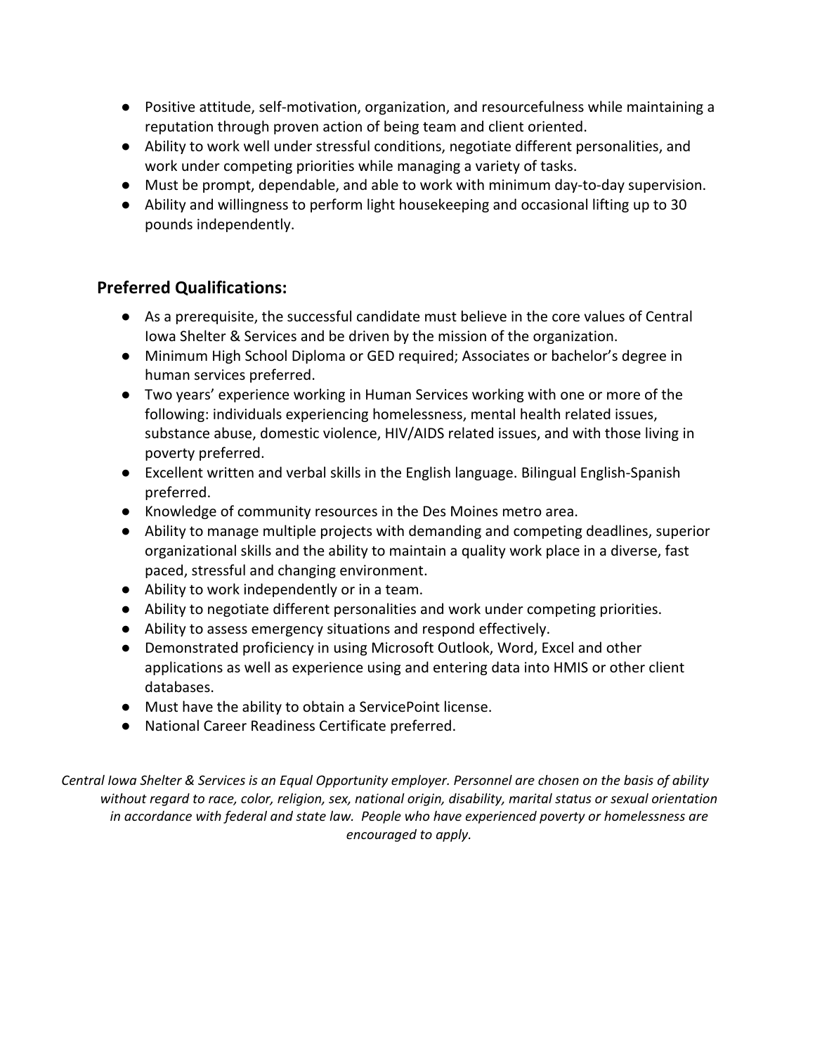- Positive attitude, self-motivation, organization, and resourcefulness while maintaining a reputation through proven action of being team and client oriented.
- Ability to work well under stressful conditions, negotiate different personalities, and work under competing priorities while managing a variety of tasks.
- Must be prompt, dependable, and able to work with minimum day-to-day supervision.
- Ability and willingness to perform light housekeeping and occasional lifting up to 30 pounds independently.

## Preferred Qualifications:

- As a prerequisite, the successful candidate must believe in the core values of Central Iowa Shelter & Services and be driven by the mission of the organization.
- Minimum High School Diploma or GED required; Associates or bachelor's degree in human services preferred.
- Two years' experience working in Human Services working with one or more of the following: individuals experiencing homelessness, mental health related issues, substance abuse, domestic violence, HIV/AIDS related issues, and with those living in poverty preferred.
- Excellent written and verbal skills in the English language. Bilingual English-Spanish preferred.
- Knowledge of community resources in the Des Moines metro area.
- Ability to manage multiple projects with demanding and competing deadlines, superior organizational skills and the ability to maintain a quality work place in a diverse, fast paced, stressful and changing environment.
- Ability to work independently or in a team.
- Ability to negotiate different personalities and work under competing priorities.
- Ability to assess emergency situations and respond effectively.
- Demonstrated proficiency in using Microsoft Outlook, Word, Excel and other applications as well as experience using and entering data into HMIS or other client databases.
- Must have the ability to obtain a ServicePoint license.
- National Career Readiness Certificate preferred.

*Central Iowa Shelter & Services is an Equal Opportunity employer. Personnel are chosen on the basis of ability without regard to race, color, religion, sex, national origin, disability, marital status or sexual orientation in accordance with federal and state law. People who have experienced poverty or homelessness are encouraged to apply.*